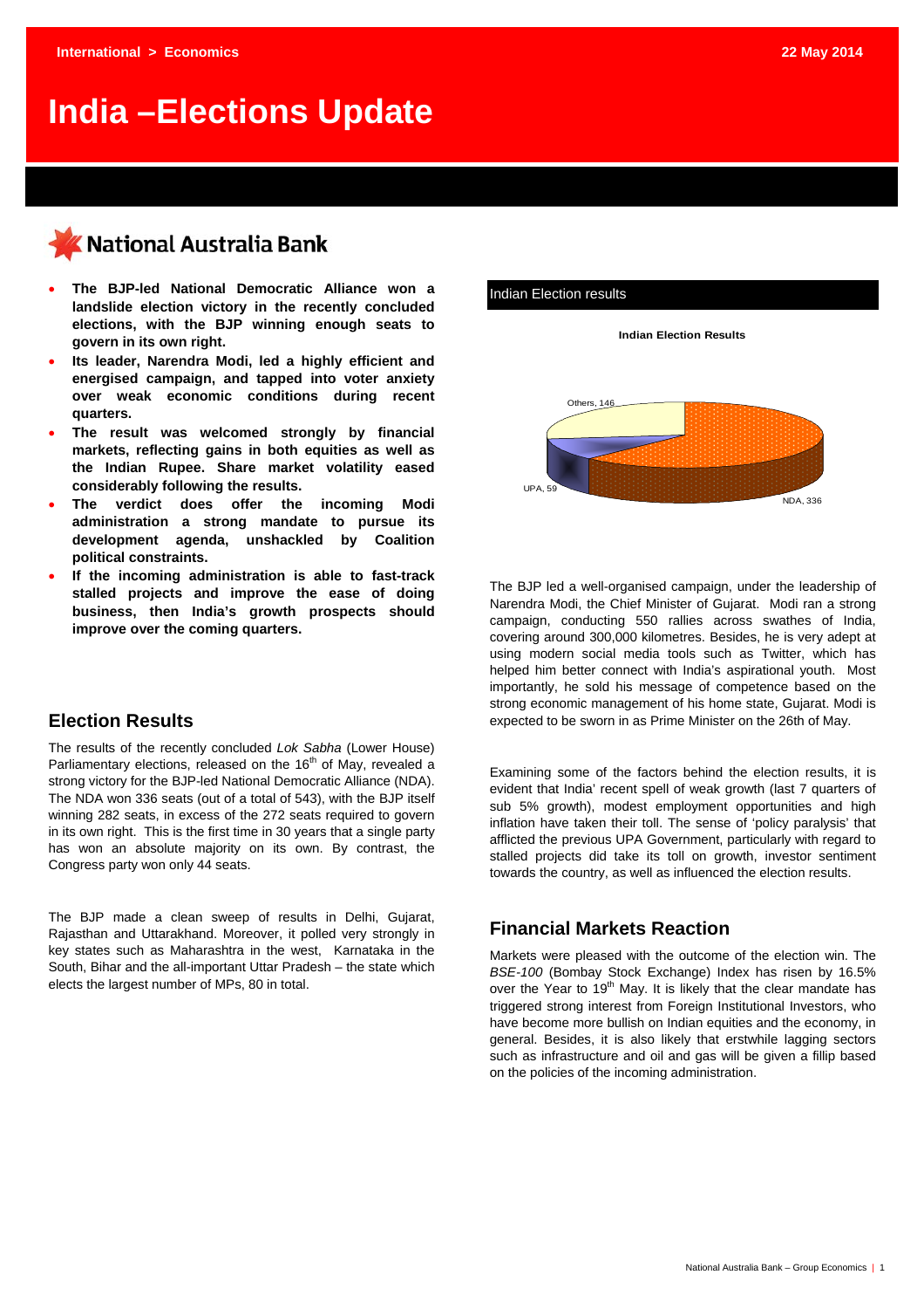International > Economics

22 May 2014

# India –Elections Update

National Australia Bank

- **The BJP-led National Democratic Alliance won a landslide election victory in the recently concluded elections, with the BJP winning enough seats to govern in its own right.**
- **Its leader, Narendra Modi, led a highly efficient and energised campaign, and tapped into voter anxiety over weak economic conditions during recent quarters.**
- **The result was welcomed strongly by financial markets, reflecting gains in both equities as well as the Indian Rupee. Share market volatility eased considerably following the results.**
- **The verdict does offer the incoming Modi administration a strong mandate to pursue its development agenda, unshackled by Coalition political constraints.**
- **If the incoming administration is able to fast-track stalled projects and improve the ease of doing business, then India's growth prospects should improve over the coming quarters.**

## Election Results

The results of the recently concluded *Lok Sabha* (Lower House) Parliamentary elections, released on the 16th of May, revealed a strong victory for the BJP-led National Democratic Alliance (NDA). The NDA won 336 seats (out of a total of 543), with the BJP itself winning 282 seats, in excess of the 272 seats required to govern in its own right. This is the first time in 30 years that a single party has won an absolute majority on its own. By contrast, the Congress party won only 44 seats.

The BJP made a clean sweep of results in Delhi, Gujarat, Rajasthan and Uttarakhand. Moreover, it polled very strongly in key states such as Maharashtra in the west, Karnataka in the South, Bihar and the all-important Uttar Pradesh – the state which elects the largest number of MPs, 80 in total.

**Indian Election results**

**Indian Election Results**

| Party | Seats |
|---|---|
| NDA | 336 |
| UPA | 59 |
| Others | 146 |

The BJP led a well-organised campaign, under the leadership of Narendra Modi, the Chief Minister of Gujarat. Modi ran a strong campaign, conducting 550 rallies across swathes of India, covering around 300,000 kilometres. Besides, he is very adept at using modern social media tools such as Twitter, which has helped him better connect with India's aspirational youth. Most importantly, he sold his message of competence based on the strong economic management of his home state, Gujarat. Modi is expected to be sworn in as Prime Minister on the 26th of May.

Examining some of the factors behind the election results, it is evident that India' recent spell of weak growth (last 7 quarters of sub 5% growth), modest employment opportunities and high inflation have taken their toll. The sense of 'policy paralysis' that afflicted the previous UPA Government, particularly with regard to stalled projects did take its toll on growth, investor sentiment towards the country, as well as influenced the election results.

## Financial Markets Reaction

Markets were pleased with the outcome of the election win. The *BSE-100* (Bombay Stock Exchange) Index has risen by 16.5% over the Year to 19th May. It is likely that the clear mandate has triggered strong interest from Foreign Institutional Investors, who have become more bullish on Indian equities and the economy, in general. Besides, it is also likely that erstwhile lagging sectors such as infrastructure and oil and gas will be given a fillip based on the policies of the incoming administration.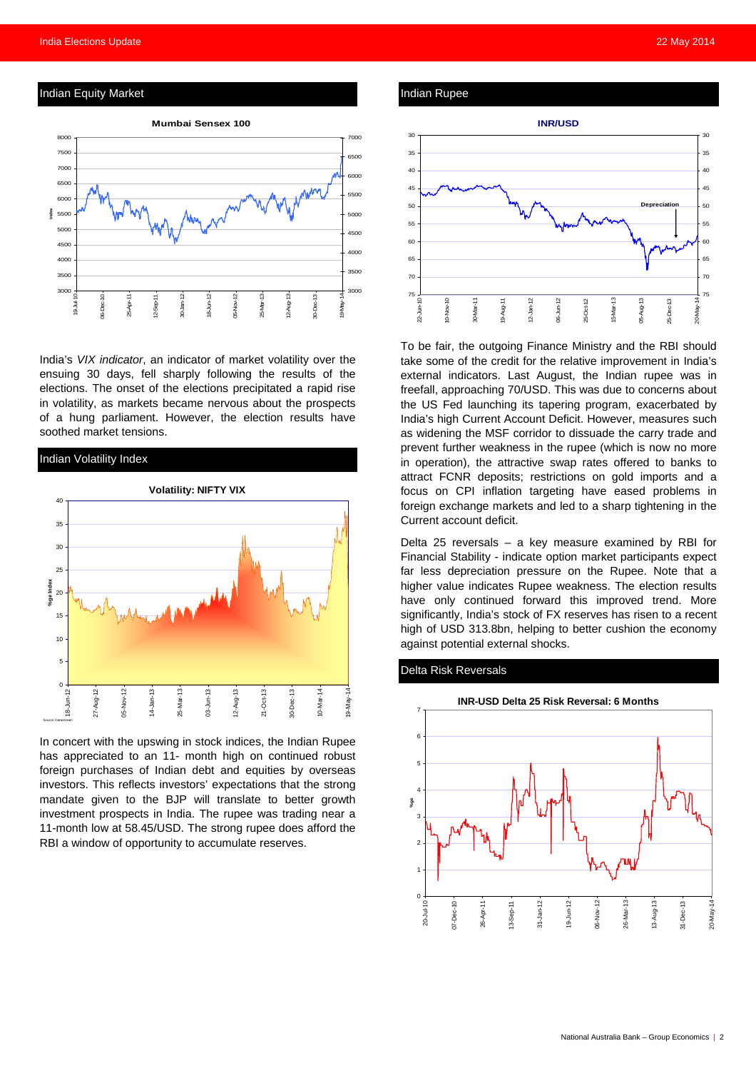## Indian Equity Market

**Mumbai Sensex 100**

India's *VIX indicator*, an indicator of market volatility over the ensuing 30 days, fell sharply following the results of the elections. The onset of the elections precipitated a rapid rise in volatility, as markets became nervous about the prospects of a hung parliament. However, the election results have soothed market tensions.

## Indian Volatility Index

**Volatility: NIFTY VIX**

In concert with the upswing in stock indices, the Indian Rupee has appreciated to an 11- month high on continued robust foreign purchases of Indian debt and equities by overseas investors. This reflects investors' expectations that the strong mandate given to the BJP will translate to better growth investment prospects in India. The rupee was trading near a 11-month low at 58.45/USD. The strong rupee does afford the RBI a window of opportunity to accumulate reserves.

## Indian Rupee

**INR/USD**

To be fair, the outgoing Finance Ministry and the RBI should take some of the credit for the relative improvement in India's external indicators. Last August, the Indian rupee was in freefall, approaching 70/USD. This was due to concerns about the US Fed launching its tapering program, exacerbated by India's high Current Account Deficit. However, measures such as widening the MSF corridor to dissuade the carry trade and prevent further weakness in the rupee (which is now no more in operation), the attractive swap rates offered to banks to attract FCNR deposits; restrictions on gold imports and a focus on CPI inflation targeting have eased problems in foreign exchange markets and led to a sharp tightening in the Current account deficit.

Delta 25 reversals – a key measure examined by RBI for Financial Stability - indicate option market participants expect far less depreciation pressure on the Rupee. Note that a higher value indicates Rupee weakness. The election results have only continued forward this improved trend. More significantly, India's stock of FX reserves has risen to a recent high of USD 313.8bn, helping to better cushion the economy against potential external shocks.

## Delta Risk Reversals

**INR-USD Delta 25 Risk Reversal: 6 Months**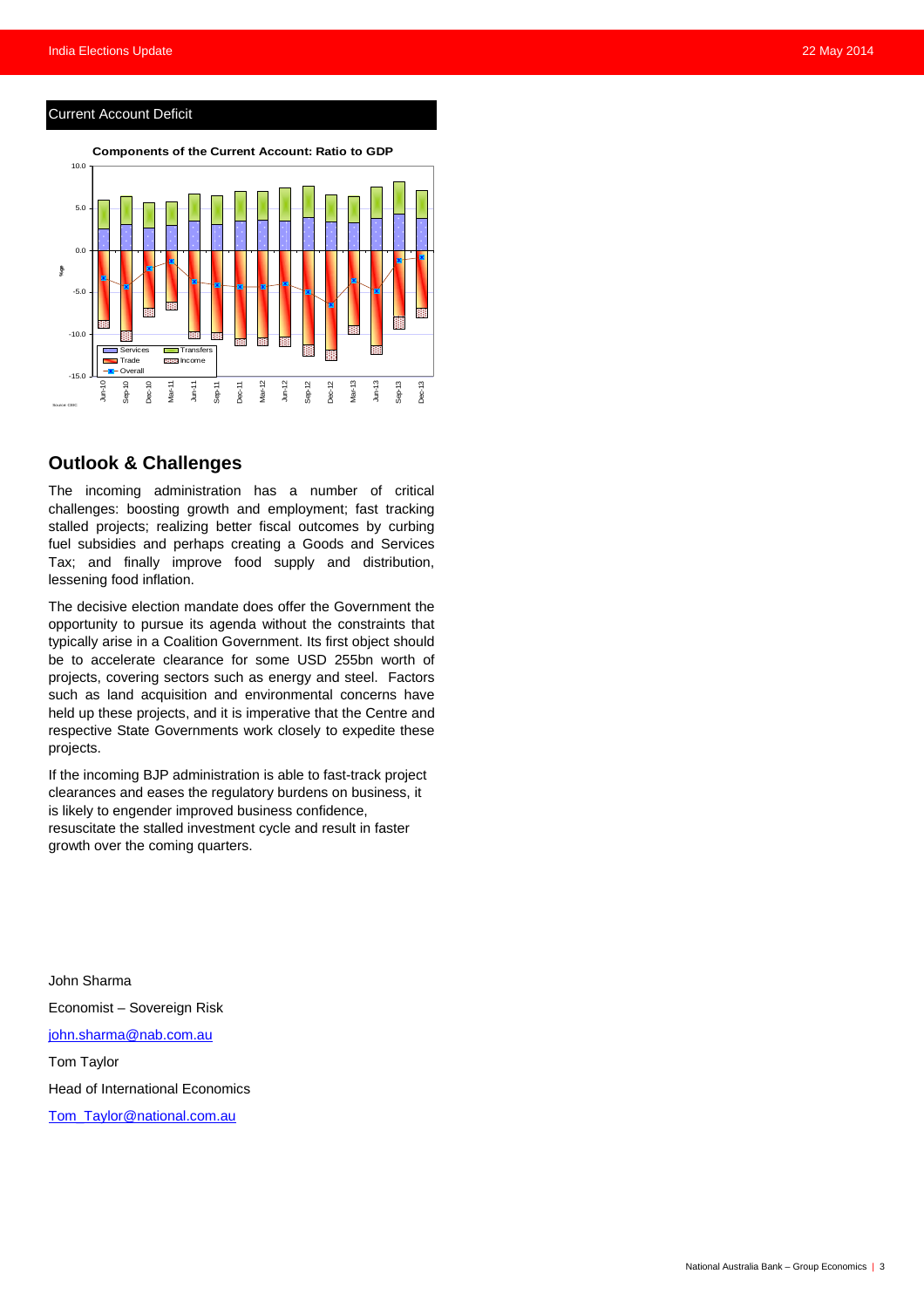## Current Account Deficit

**Components of the Current Account: Ratio to GDP**

Source: CEIC

## Outlook & Challenges

The incoming administration has a number of critical challenges: boosting growth and employment; fast tracking stalled projects; realizing better fiscal outcomes by curbing fuel subsidies and perhaps creating a Goods and Services Tax; and finally improve food supply and distribution, lessening food inflation.

The decisive election mandate does offer the Government the opportunity to pursue its agenda without the constraints that typically arise in a Coalition Government. Its first object should be to accelerate clearance for some USD 255bn worth of projects, covering sectors such as energy and steel. Factors such as land acquisition and environmental concerns have held up these projects, and it is imperative that the Centre and respective State Governments work closely to expedite these projects.

If the incoming BJP administration is able to fast-track project clearances and eases the regulatory burdens on business, it is likely to engender improved business confidence, resuscitate the stalled investment cycle and result in faster growth over the coming quarters.

John Sharma

Economist – Sovereign Risk

john.sharma@nab.com.au

Tom Taylor

Head of International Economics

Tom_Taylor@national.com.au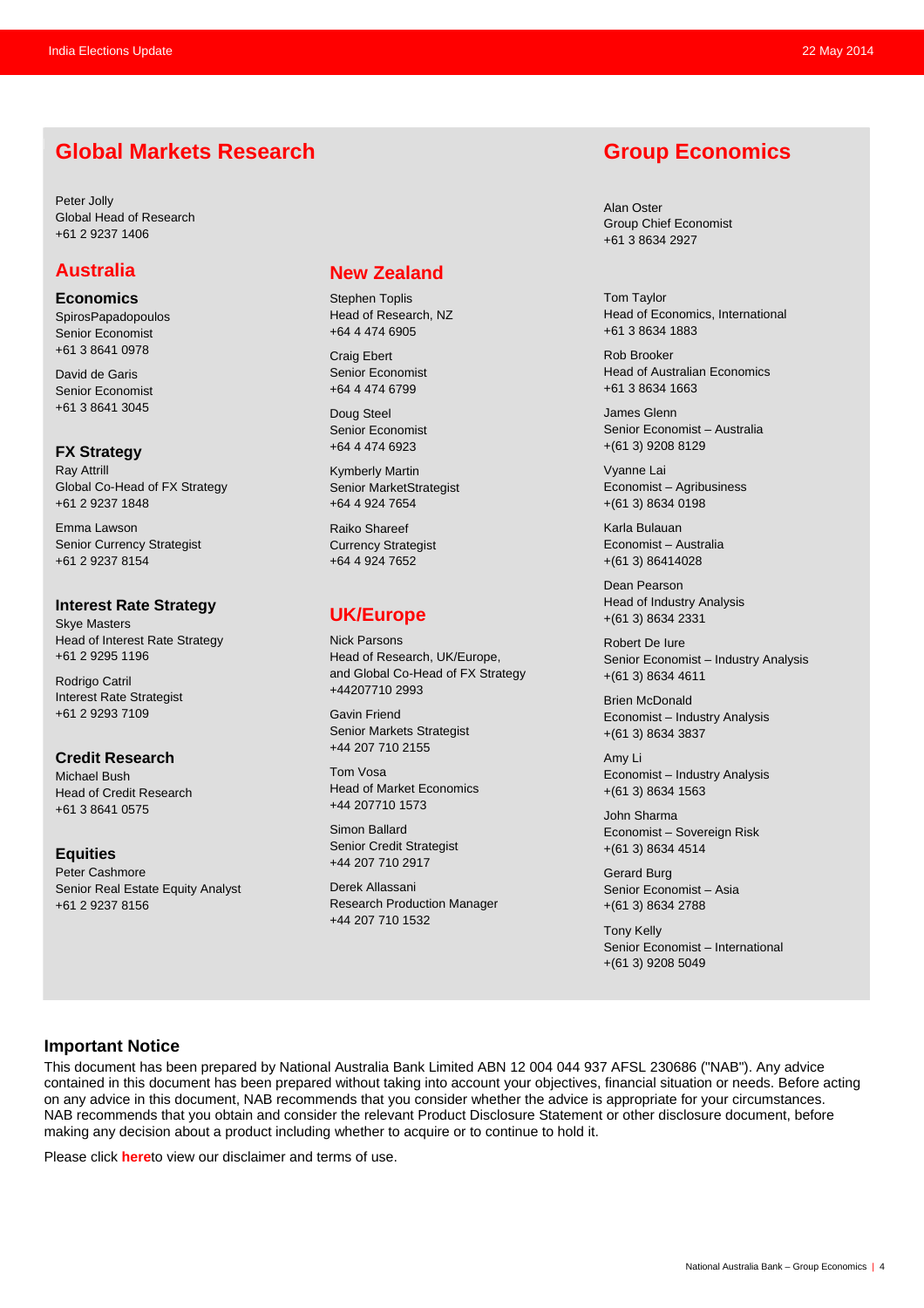## Global Markets Research

Peter Jolly
Global Head of Research
+61 2 9237 1406

## Australia

### Economics

SpirosPapadopoulos
Senior Economist
+61 3 8641 0978

David de Garis
Senior Economist
+61 3 8641 3045

### FX Strategy

Ray Attrill
Global Co-Head of FX Strategy
+61 2 9237 1848

Emma Lawson
Senior Currency Strategist
+61 2 9237 8154

### Interest Rate Strategy

Skye Masters
Head of Interest Rate Strategy
+61 2 9295 1196

Rodrigo Catril
Interest Rate Strategist
+61 2 9293 7109

### Credit Research

Michael Bush
Head of Credit Research
+61 3 8641 0575

### Equities

Peter Cashmore
Senior Real Estate Equity Analyst
+61 2 9237 8156

## New Zealand

Stephen Toplis
Head of Research, NZ
+64 4 474 6905

Craig Ebert
Senior Economist
+64 4 474 6799

Doug Steel
Senior Economist
+64 4 474 6923

Kymberly Martin
Senior MarketStrategist
+64 4 924 7654

Raiko Shareef
Currency Strategist
+64 4 924 7652

## UK/Europe

Nick Parsons
Head of Research, UK/Europe,
and Global Co-Head of FX Strategy
+44207710 2993

Gavin Friend
Senior Markets Strategist
+44 207 710 2155

Tom Vosa
Head of Market Economics
+44 207710 1573

Simon Ballard
Senior Credit Strategist
+44 207 710 2917

Derek Allassani
Research Production Manager
+44 207 710 1532

## Group Economics

Alan Oster
Group Chief Economist
+61 3 8634 2927

Tom Taylor
Head of Economics, International
+61 3 8634 1883

Rob Brooker
Head of Australian Economics
+61 3 8634 1663

James Glenn
Senior Economist – Australia
+(61 3) 9208 8129

Vyanne Lai
Economist – Agribusiness
+(61 3) 8634 0198

Karla Bulauan
Economist – Australia
+(61 3) 86414028

Dean Pearson
Head of Industry Analysis
+(61 3) 8634 2331

Robert De Iure
Senior Economist – Industry Analysis
+(61 3) 8634 4611

Brien McDonald
Economist – Industry Analysis
+(61 3) 8634 3837

Amy Li
Economist – Industry Analysis
+(61 3) 8634 1563

John Sharma
Economist – Sovereign Risk
+(61 3) 8634 4514

Gerard Burg
Senior Economist – Asia
+(61 3) 8634 2788

Tony Kelly
Senior Economist – International
+(61 3) 9208 5049

### Important Notice

This document has been prepared by National Australia Bank Limited ABN 12 004 044 937 AFSL 230686 ("NAB"). Any advice contained in this document has been prepared without taking into account your objectives, financial situation or needs. Before acting on any advice in this document, NAB recommends that you consider whether the advice is appropriate for your circumstances. NAB recommends that you obtain and consider the relevant Product Disclosure Statement or other disclosure document, before making any decision about a product including whether to acquire or to continue to hold it.

Please click **here**to view our disclaimer and terms of use.